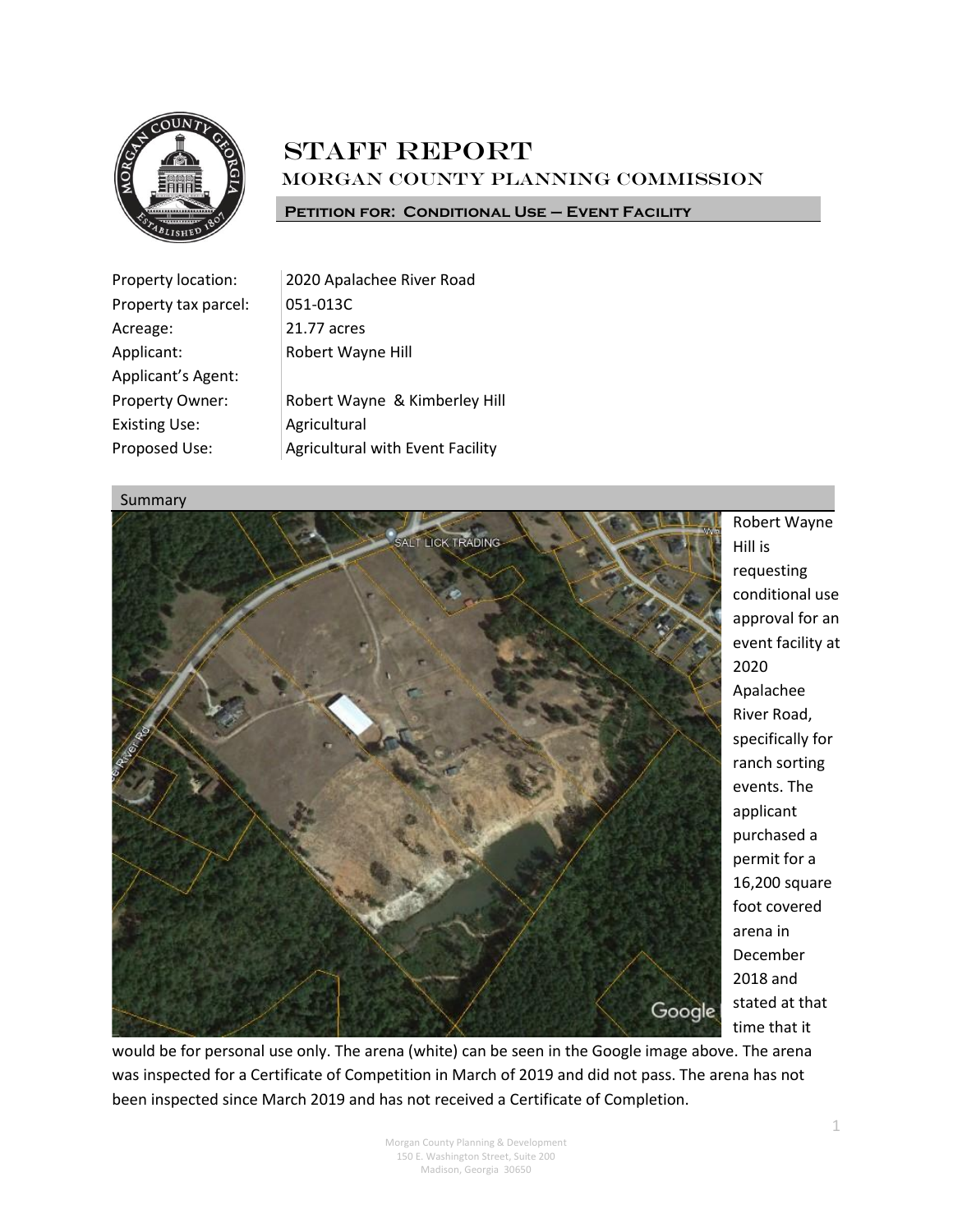# STAFF REPORT

## MORGAN COUNTY PLANNING COMMISSION

**Petition for: Conditional Use – Event Facility**

| | |
|---|---|
| Property location: | 2020 Apalachee River Road |
| Property tax parcel: | 051-013C |
| Acreage: | 21.77 acres |
| Applicant: | Robert Wayne Hill |
| Applicant's Agent: | |
| Property Owner: | Robert Wayne & Kimberley Hill |
| Existing Use: | Agricultural |
| Proposed Use: | Agricultural with Event Facility |

## Summary

Robert Wayne Hill is requesting conditional use approval for an event facility at 2020 Apalachee River Road, specifically for ranch sorting events. The applicant purchased a permit for a 16,200 square foot covered arena in December 2018 and stated at that time that it would be for personal use only. The arena (white) can be seen in the Google image above. The arena was inspected for a Certificate of Competition in March of 2019 and did not pass. The arena has not been inspected since March 2019 and has not received a Certificate of Completion.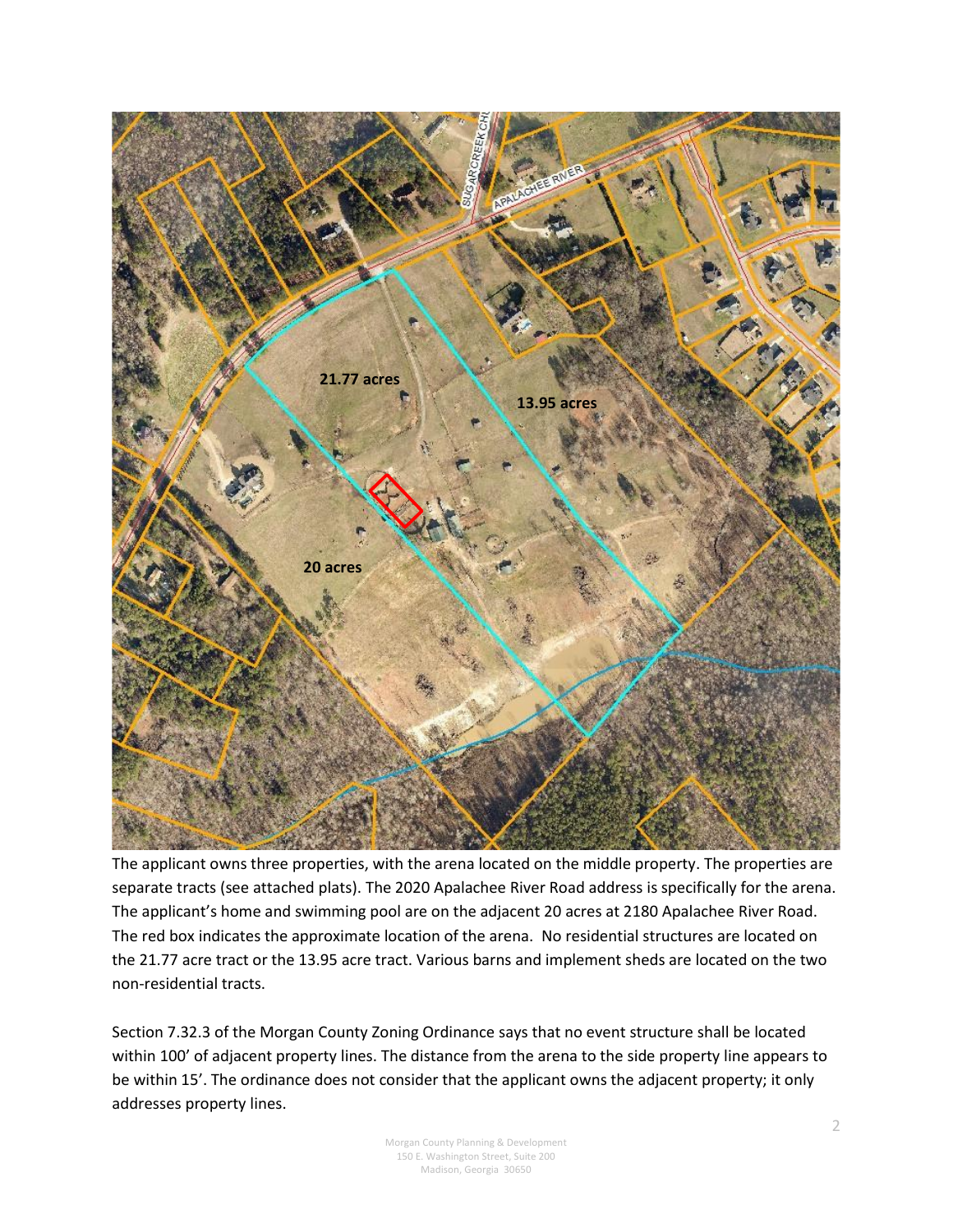The applicant owns three properties, with the arena located on the middle property. The properties are separate tracts (see attached plats). The 2020 Apalachee River Road address is specifically for the arena. The applicant's home and swimming pool are on the adjacent 20 acres at 2180 Apalachee River Road. The red box indicates the approximate location of the arena. No residential structures are located on the 21.77 acre tract or the 13.95 acre tract. Various barns and implement sheds are located on the two non-residential tracts.

Section 7.32.3 of the Morgan County Zoning Ordinance says that no event structure shall be located within 100' of adjacent property lines. The distance from the arena to the side property line appears to be within 15'. The ordinance does not consider that the applicant owns the adjacent property; it only addresses property lines.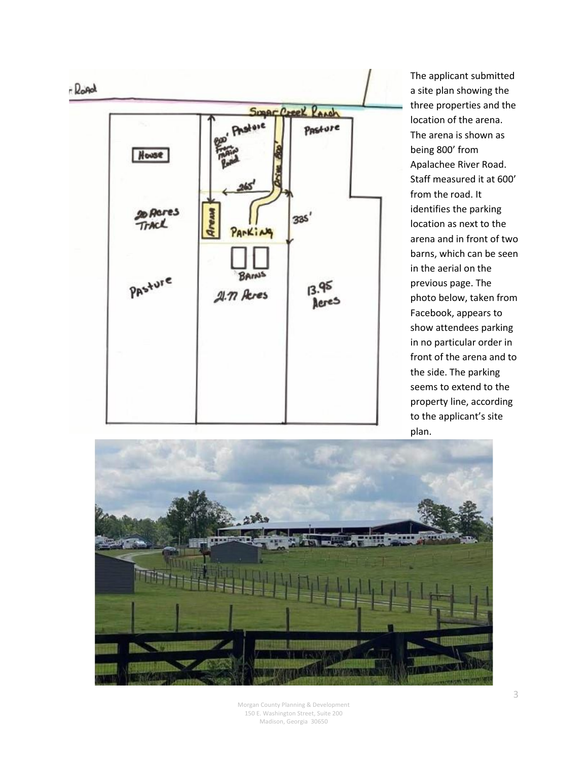The applicant submitted a site plan showing the three properties and the location of the arena. The arena is shown as being 800' from Apalachee River Road. Staff measured it at 600' from the road. It identifies the parking location as next to the arena and in front of two barns, which can be seen in the aerial on the previous page. The photo below, taken from Facebook, appears to show attendees parking in no particular order in front of the arena and to the side. The parking seems to extend to the property line, according to the applicant's site plan.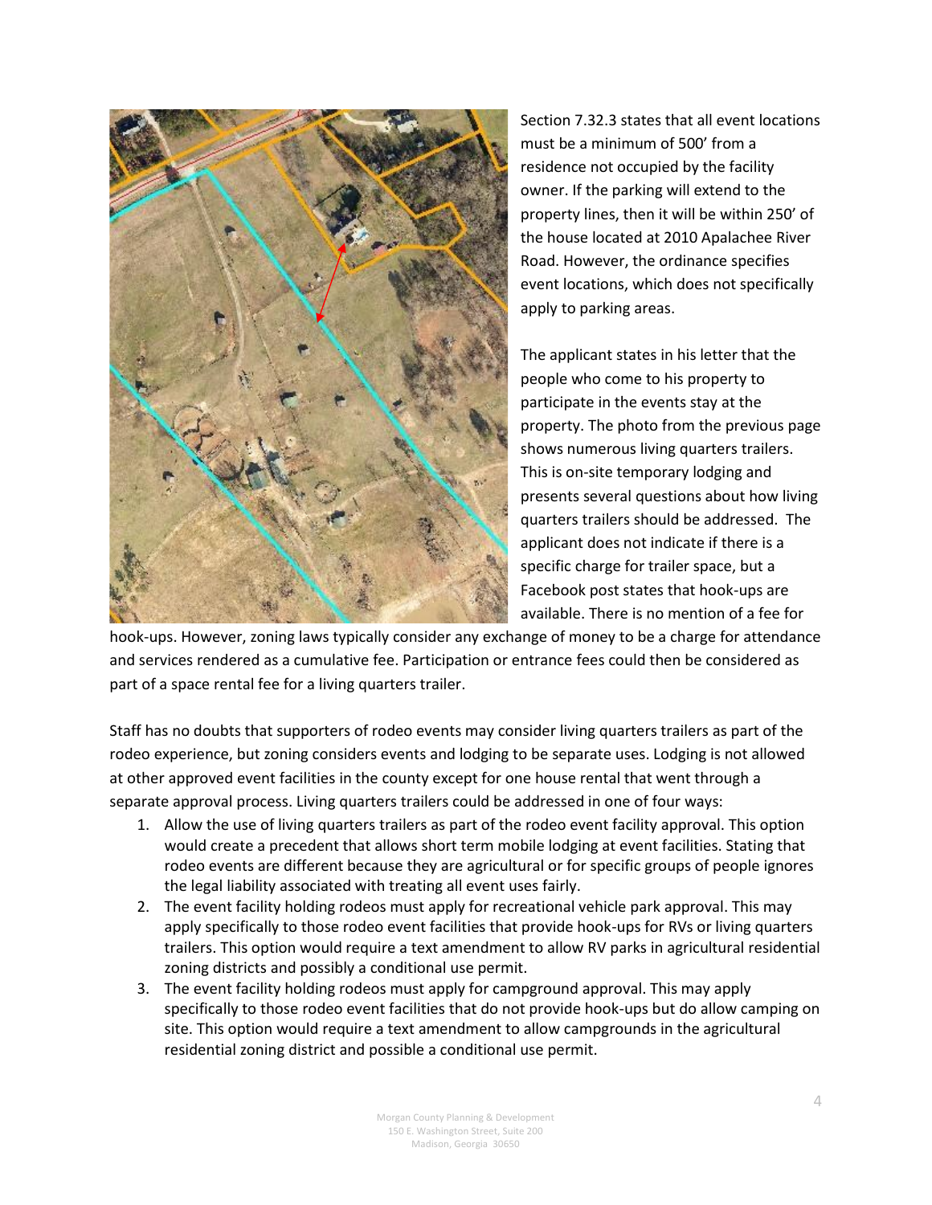Section 7.32.3 states that all event locations must be a minimum of 500' from a residence not occupied by the facility owner. If the parking will extend to the property lines, then it will be within 250' of the house located at 2010 Apalachee River Road. However, the ordinance specifies event locations, which does not specifically apply to parking areas.

The applicant states in his letter that the people who come to his property to participate in the events stay at the property. The photo from the previous page shows numerous living quarters trailers. This is on-site temporary lodging and presents several questions about how living quarters trailers should be addressed. The applicant does not indicate if there is a specific charge for trailer space, but a Facebook post states that hook-ups are available. There is no mention of a fee for hook-ups. However, zoning laws typically consider any exchange of money to be a charge for attendance and services rendered as a cumulative fee. Participation or entrance fees could then be considered as part of a space rental fee for a living quarters trailer.

Staff has no doubts that supporters of rodeo events may consider living quarters trailers as part of the rodeo experience, but zoning considers events and lodging to be separate uses. Lodging is not allowed at other approved event facilities in the county except for one house rental that went through a separate approval process. Living quarters trailers could be addressed in one of four ways:

1. Allow the use of living quarters trailers as part of the rodeo event facility approval. This option would create a precedent that allows short term mobile lodging at event facilities. Stating that rodeo events are different because they are agricultural or for specific groups of people ignores the legal liability associated with treating all event uses fairly.
2. The event facility holding rodeos must apply for recreational vehicle park approval. This may apply specifically to those rodeo event facilities that provide hook-ups for RVs or living quarters trailers. This option would require a text amendment to allow RV parks in agricultural residential zoning districts and possibly a conditional use permit.
3. The event facility holding rodeos must apply for campground approval. This may apply specifically to those rodeo event facilities that do not provide hook-ups but do allow camping on site. This option would require a text amendment to allow campgrounds in the agricultural residential zoning district and possible a conditional use permit.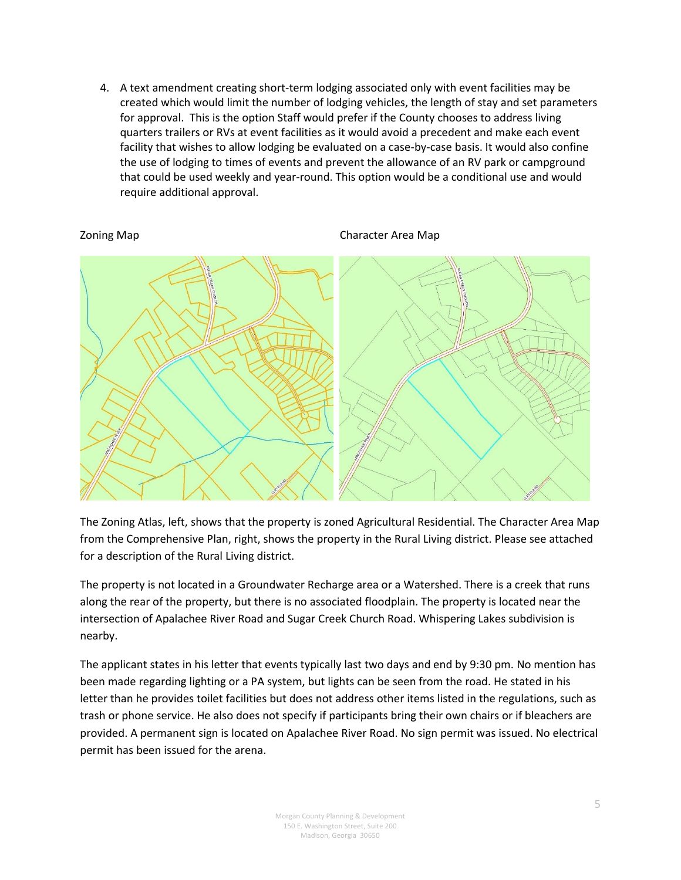4. A text amendment creating short-term lodging associated only with event facilities may be created which would limit the number of lodging vehicles, the length of stay and set parameters for approval. This is the option Staff would prefer if the County chooses to address living quarters trailers or RVs at event facilities as it would avoid a precedent and make each event facility that wishes to allow lodging be evaluated on a case-by-case basis. It would also confine the use of lodging to times of events and prevent the allowance of an RV park or campground that could be used weekly and year-round. This option would be a conditional use and would require additional approval.

Zoning Map

Character Area Map

The Zoning Atlas, left, shows that the property is zoned Agricultural Residential. The Character Area Map from the Comprehensive Plan, right, shows the property in the Rural Living district. Please see attached for a description of the Rural Living district.

The property is not located in a Groundwater Recharge area or a Watershed. There is a creek that runs along the rear of the property, but there is no associated floodplain. The property is located near the intersection of Apalachee River Road and Sugar Creek Church Road. Whispering Lakes subdivision is nearby.

The applicant states in his letter that events typically last two days and end by 9:30 pm. No mention has been made regarding lighting or a PA system, but lights can be seen from the road. He stated in his letter than he provides toilet facilities but does not address other items listed in the regulations, such as trash or phone service. He also does not specify if participants bring their own chairs or if bleachers are provided. A permanent sign is located on Apalachee River Road. No sign permit was issued. No electrical permit has been issued for the arena.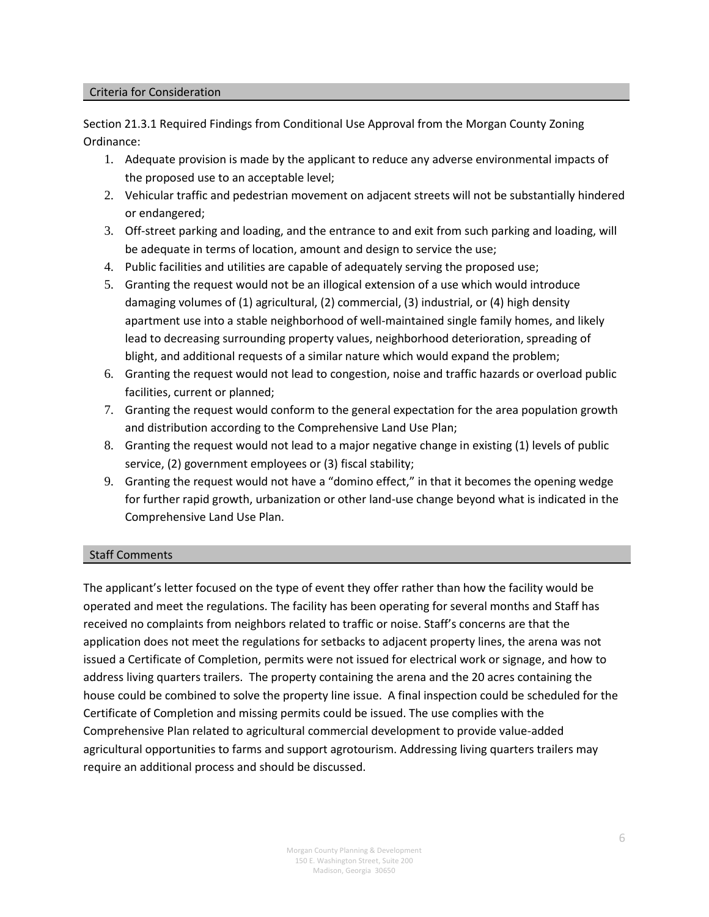## Criteria for Consideration

Section 21.3.1 Required Findings from Conditional Use Approval from the Morgan County Zoning Ordinance:

1. Adequate provision is made by the applicant to reduce any adverse environmental impacts of the proposed use to an acceptable level;
2. Vehicular traffic and pedestrian movement on adjacent streets will not be substantially hindered or endangered;
3. Off-street parking and loading, and the entrance to and exit from such parking and loading, will be adequate in terms of location, amount and design to service the use;
4. Public facilities and utilities are capable of adequately serving the proposed use;
5. Granting the request would not be an illogical extension of a use which would introduce damaging volumes of (1) agricultural, (2) commercial, (3) industrial, or (4) high density apartment use into a stable neighborhood of well-maintained single family homes, and likely lead to decreasing surrounding property values, neighborhood deterioration, spreading of blight, and additional requests of a similar nature which would expand the problem;
6. Granting the request would not lead to congestion, noise and traffic hazards or overload public facilities, current or planned;
7. Granting the request would conform to the general expectation for the area population growth and distribution according to the Comprehensive Land Use Plan;
8. Granting the request would not lead to a major negative change in existing (1) levels of public service, (2) government employees or (3) fiscal stability;
9. Granting the request would not have a "domino effect," in that it becomes the opening wedge for further rapid growth, urbanization or other land-use change beyond what is indicated in the Comprehensive Land Use Plan.

## Staff Comments

The applicant's letter focused on the type of event they offer rather than how the facility would be operated and meet the regulations. The facility has been operating for several months and Staff has received no complaints from neighbors related to traffic or noise. Staff's concerns are that the application does not meet the regulations for setbacks to adjacent property lines, the arena was not issued a Certificate of Completion, permits were not issued for electrical work or signage, and how to address living quarters trailers. The property containing the arena and the 20 acres containing the house could be combined to solve the property line issue. A final inspection could be scheduled for the Certificate of Completion and missing permits could be issued. The use complies with the Comprehensive Plan related to agricultural commercial development to provide value-added agricultural opportunities to farms and support agrotourism. Addressing living quarters trailers may require an additional process and should be discussed.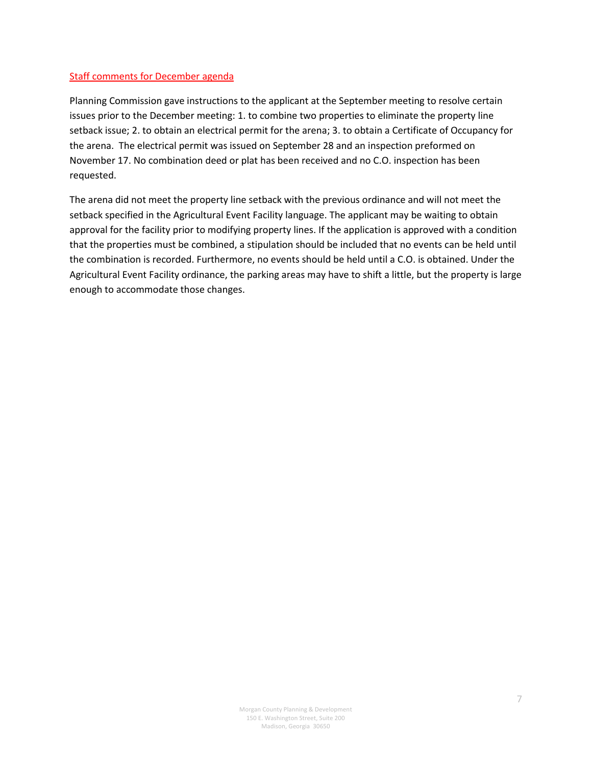Staff comments for December agenda

Planning Commission gave instructions to the applicant at the September meeting to resolve certain issues prior to the December meeting: 1. to combine two properties to eliminate the property line setback issue; 2. to obtain an electrical permit for the arena; 3. to obtain a Certificate of Occupancy for the arena. The electrical permit was issued on September 28 and an inspection preformed on November 17. No combination deed or plat has been received and no C.O. inspection has been requested.

The arena did not meet the property line setback with the previous ordinance and will not meet the setback specified in the Agricultural Event Facility language. The applicant may be waiting to obtain approval for the facility prior to modifying property lines. If the application is approved with a condition that the properties must be combined, a stipulation should be included that no events can be held until the combination is recorded. Furthermore, no events should be held until a C.O. is obtained. Under the Agricultural Event Facility ordinance, the parking areas may have to shift a little, but the property is large enough to accommodate those changes.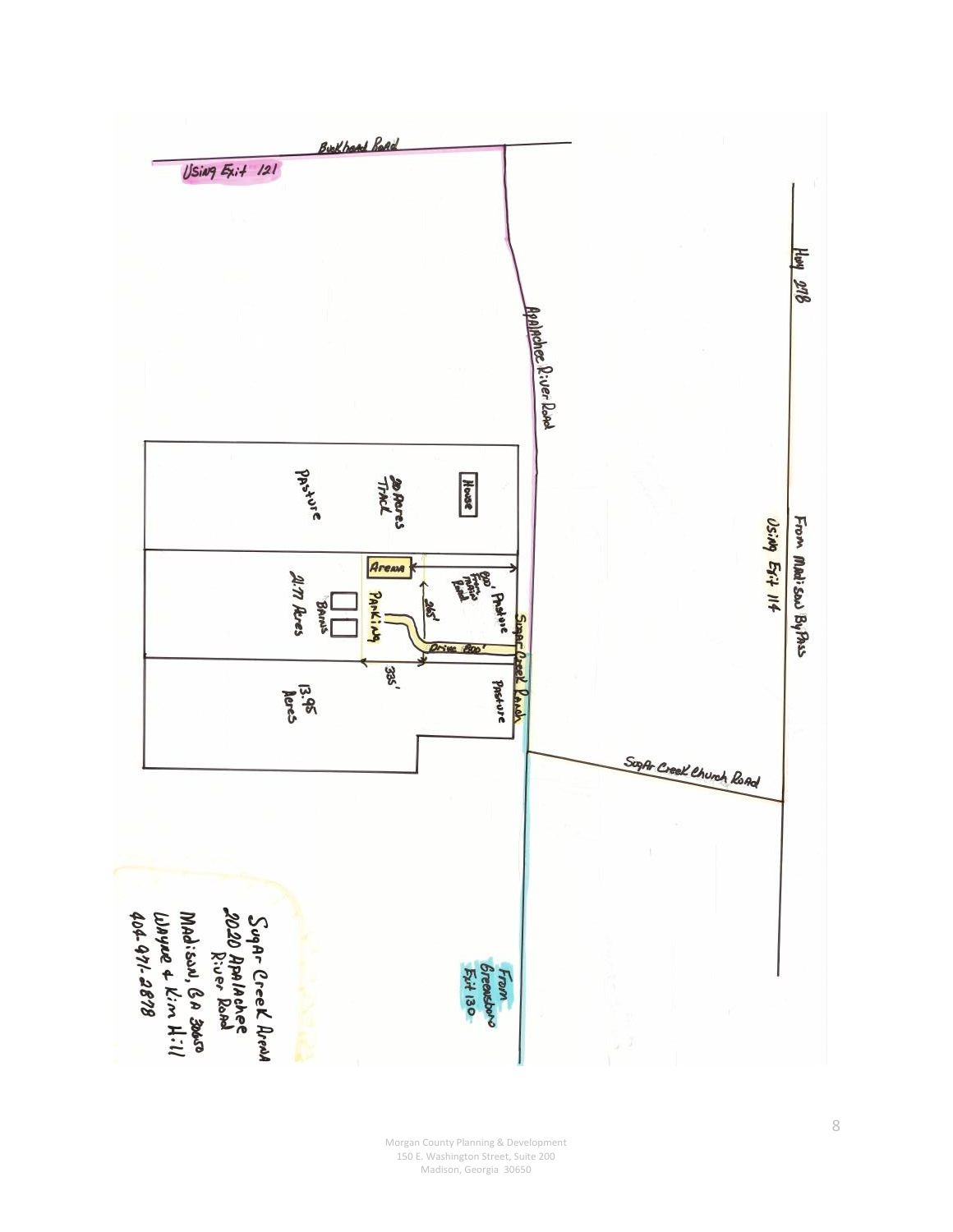Buckhead Road

Using Exit 121

Hwy 278

Apalachee River Road

From Madison By Pass

Using Exit 114

House

20 Acres Tract

Pasture

Arena

800' Pasture From main Road

265'

Parking

Drive 800'

Barns

21.77 Acres

Sugar Creek Ranch

335'

Pasture

13.95 Acres

Sugar Creek Church Road

From Greensboro Exit 130

Sugar Creek Arena
2020 Apalachee River Road
Madison, GA 30650
Wayne & Kim Hill
404-971-2878

Morgan County Planning & Development
150 E. Washington Street, Suite 200
Madison, Georgia 30650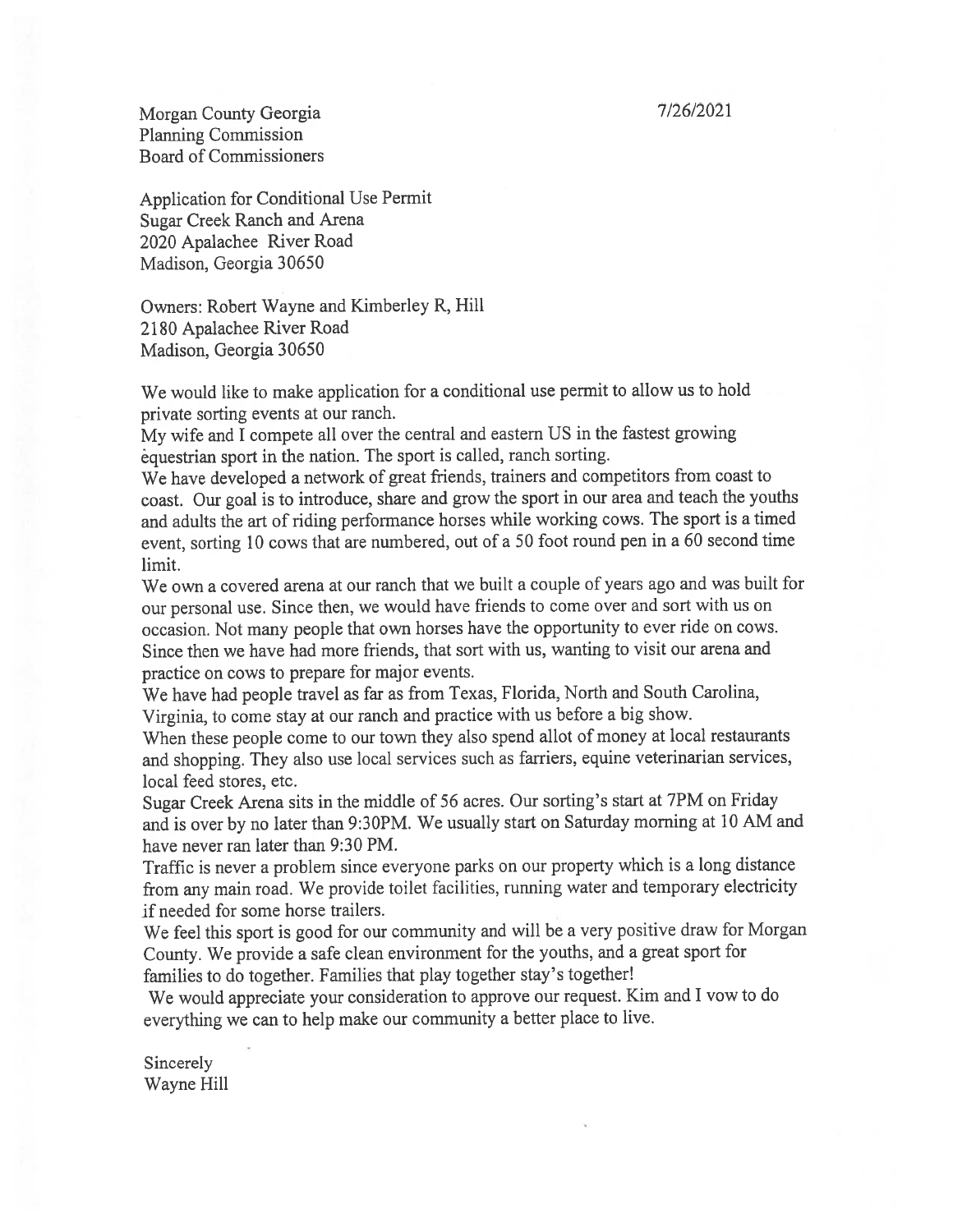7/26/2021

Morgan County Georgia
Planning Commission
Board of Commissioners

Application for Conditional Use Permit
Sugar Creek Ranch and Arena
2020 Apalachee River Road
Madison, Georgia 30650

Owners: Robert Wayne and Kimberley R, Hill
2180 Apalachee River Road
Madison, Georgia 30650

We would like to make application for a conditional use permit to allow us to hold private sorting events at our ranch.
My wife and I compete all over the central and eastern US in the fastest growing equestrian sport in the nation. The sport is called, ranch sorting.
We have developed a network of great friends, trainers and competitors from coast to coast. Our goal is to introduce, share and grow the sport in our area and teach the youths and adults the art of riding performance horses while working cows. The sport is a timed event, sorting 10 cows that are numbered, out of a 50 foot round pen in a 60 second time limit.
We own a covered arena at our ranch that we built a couple of years ago and was built for our personal use. Since then, we would have friends to come over and sort with us on occasion. Not many people that own horses have the opportunity to ever ride on cows. Since then we have had more friends, that sort with us, wanting to visit our arena and practice on cows to prepare for major events.
We have had people travel as far as from Texas, Florida, North and South Carolina, Virginia, to come stay at our ranch and practice with us before a big show.
When these people come to our town they also spend allot of money at local restaurants and shopping. They also use local services such as farriers, equine veterinarian services, local feed stores, etc.
Sugar Creek Arena sits in the middle of 56 acres. Our sorting's start at 7PM on Friday and is over by no later than 9:30PM. We usually start on Saturday morning at 10 AM and have never ran later than 9:30 PM.
Traffic is never a problem since everyone parks on our property which is a long distance from any main road. We provide toilet facilities, running water and temporary electricity if needed for some horse trailers.
We feel this sport is good for our community and will be a very positive draw for Morgan County. We provide a safe clean environment for the youths, and a great sport for families to do together. Families that play together stay's together!
We would appreciate your consideration to approve our request. Kim and I vow to do everything we can to help make our community a better place to live.

Sincerely
Wayne Hill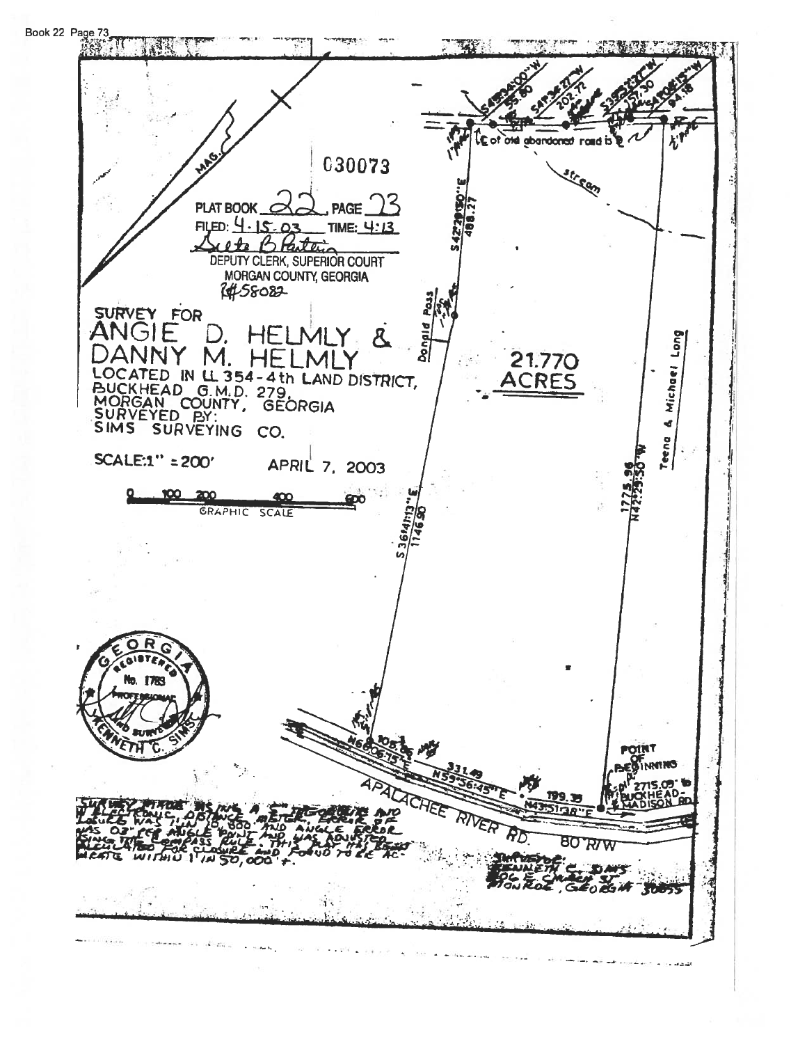030073

PLAT BOOK 22, PAGE 73
FILED: 4.15.03 TIME: 4:13

DEPUTY CLERK, SUPERIOR COURT
MORGAN COUNTY, GEORGIA
R#58082

# SURVEY FOR
# ANGIE D. HELMLY & DANNY M. HELMLY

LOCATED IN LL 354 - 4th LAND DISTRICT,
BUCKHEAD G.M.D. 279,
MORGAN COUNTY, GEORGIA
SURVEYED BY:
SIMS SURVEYING CO.

SCALE: 1" = 200'

APRIL 7, 2003

0 100 200 400 600
GRAPHIC SCALE

MAG.

21.770 ACRES

S49°34'00"W 55.80
S49°34'27"W 202.72
S59°32'20"W 127.30
S64°06'15"W 94.18

℄ of old abandoned road is

stream

S42°29'50"E 488.27

Donald Poss

S36°41'13"E 1146.90

Teena & Michael Long

1775.96 N42°29'50"W

N66°06'15"E 105.66

N59°56'45"E 331.49

N43°51'28"E 199.39

APALACHEE RIVER RD. 80' R/W

POINT OF BEGINNING

2715.09' to BUCKHEAD-MADISON RD.

GEORGIA REGISTERED No. 1783 PROFESSIONAL LAND SURVEYOR KENNETH C. SIMS

SURVEY WAS ... AND ELECTRONIC DISTANCE METER. ERROR OF CLOSURE WAS 1 IN 10,800 AND ANGLE ERROR WAS 03" PER ANGLE POINT AND WAS ADJUSTED USING THE COMPASS RULE. THIS PLAT HAS BEEN CALCULATED FOR CLOSURE AND FOUND TO BE ACCURATE WITHIN 1' IN 50,000'+.

SURVEYOR:
KENNETH C. SIMS
...
MONROE, GEORGIA 30655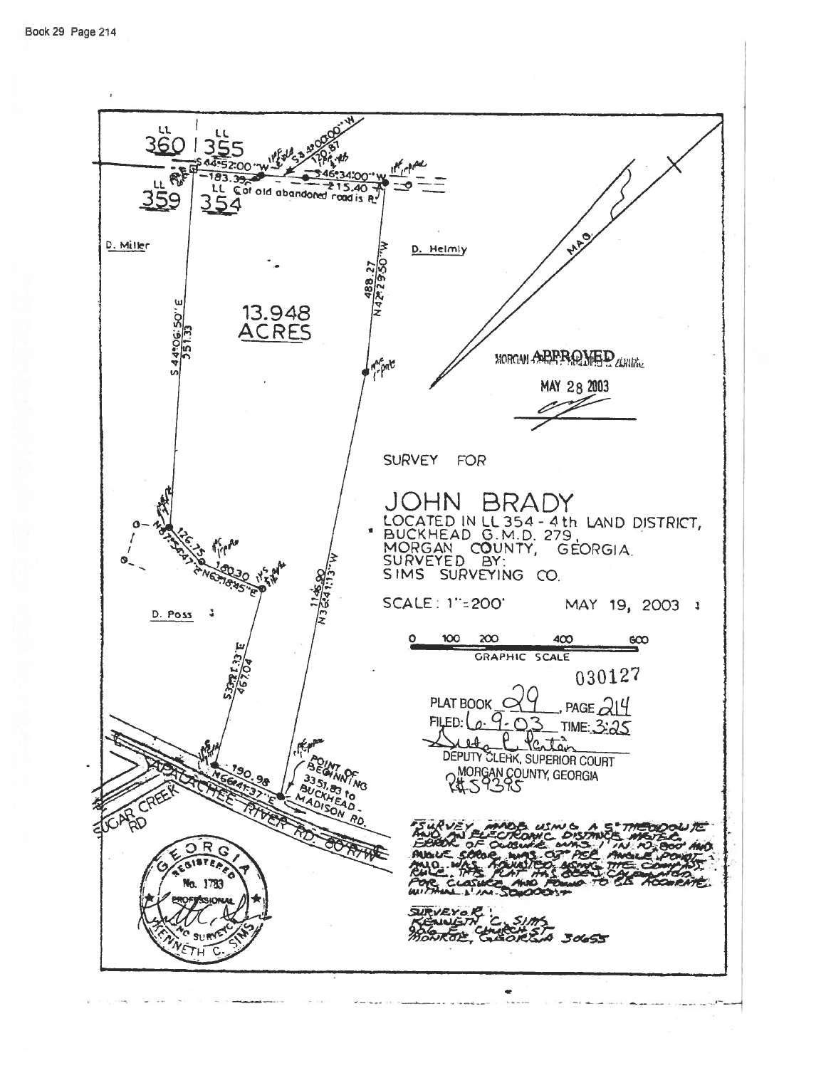Book 29 Page 214

LL 360 | LL 355

LL 359 | LL 354

S 44°52'00" W

S 38°00'00" W 120.87

183.39

S 46°34'00" W

215.40

℄ of old abandoned road is R/L

D. Miller

D. Helmly

S 44°06'50" E 351.33

488.27 N 42°29'50" W

13.948 ACRES

MAG.

MORGAN APPROVED ZONING

MAY 28 2003

N 87°54'47" E 126.75

N 63°18'45" E 180.30

1145.80 N 36°41'13" W

D. Poss

S 37°21'33" E 467.04

N 66°41'37" E 190.98

POINT OF BEGINNING 3351.83 to BUCKHEAD - MADISON RD.

APALACHEE RIVER RD. 80' R/W

SUGAR CREEK RD

SURVEY FOR

# JOHN BRADY

LOCATED IN LL 354 - 4th LAND DISTRICT, BUCKHEAD G.M.D. 279, MORGAN COUNTY, GEORGIA.

SURVEYED BY: SIMS SURVEYING CO.

SCALE: 1"=200' MAY 19, 2003

0 100 200 400 600

GRAPHIC SCALE

030127

PLAT BOOK 29, PAGE 214

FILED: 6-9-03 TIME: 3:25

DEPUTY CLERK, SUPERIOR COURT MORGAN COUNTY, GEORGIA

R# 59395

SURVEY MADE USING A 5" THEODOLITE AND AN ELECTRONIC DISTANCE METER. ERROR OF CLOSURE WAS 1 IN 10,800 AND ANGLE ERROR WAS 07" PER ANGLE POINT AND WAS ADJUSTED USING THE COMPASS RULE. THIS PLAT HAS BEEN CALCULATED FOR CLOSURE AND FOUND TO BE ACCURATE WITHIN 1 IN 500,000+

SURVEYOR: KENNETH C. SIMS 906 E. CHURCH ST MONROE, GEORGIA 30655

GEORGIA REGISTERED No. 1783 PROFESSIONAL LAND SURVEYOR KENNETH C. SIMS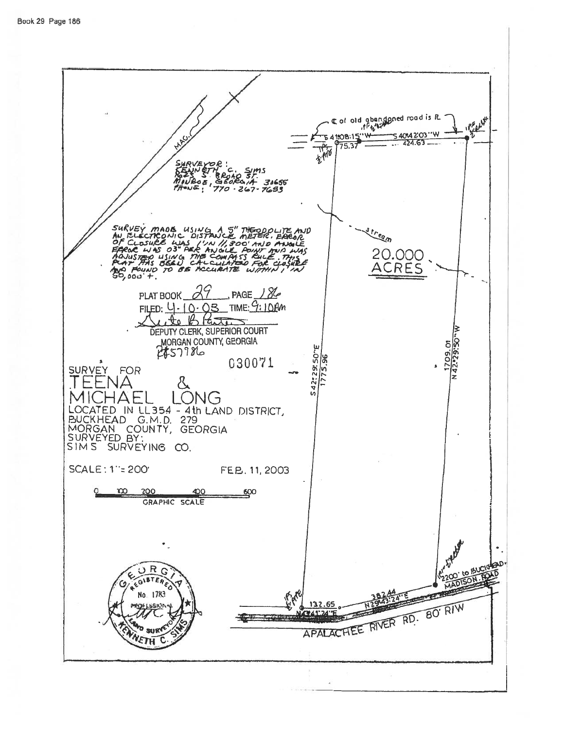Book 29 Page 186

℄ of old abandoned road is R.

S 41°08'15"W — S 40°42'03"W

75.37 — 424.63

SURVEYOR:
KENNETH C. SIMS
1025 S. BROAD ST.
MONROE, GEORGIA 30656
PHONE: 770-267-7693

SURVEY MADE USING A 5" THEODOLITE AND AN ELECTRONIC DISTANCE METER. ERROR OF CLOSURE WAS 1'IN 11,300' AND ANGLE ERROR WAS 03" PER ANGLE POINT AND WAS ADJUSTED USING THE COMPASS RULE. THIS PLAT HAS BEEN CALCULATED FOR CLOSURE AND FOUND TO BE ACCURATE WITHIN 1' IN 50,000'+.

stream

20.000 ACRES

PLAT BOOK 29, PAGE 186
FILED: 4-10-03 TIME: 9:10AM
DEPUTY CLERK, SUPERIOR COURT
MORGAN COUNTY, GEORGIA
#57786

030071

S 42°29'50"E 1775.96

1709.01 N 42°29'50"W

SURVEY FOR
TEENA & MICHAEL LONG
LOCATED IN LL354 - 4th LAND DISTRICT,
BUCKHEAD G.M.D. 279
MORGAN COUNTY, GEORGIA
SURVEYED BY:
SIMS SURVEYING CO.

SCALE: 1" = 200'

FEB. 11, 2003

GRAPHIC SCALE: 0 100 200 400 600

2200' to BUCKHEAD-MADISON ROAD

132.65 N 41°41'24"E

382.44 N 29°43'24"E

APALACHEE RIVER RD. 80' R/W

GEORGIA REGISTERED No. 1783 PROFESSIONAL LAND SURVEYOR KENNETH C. SIMS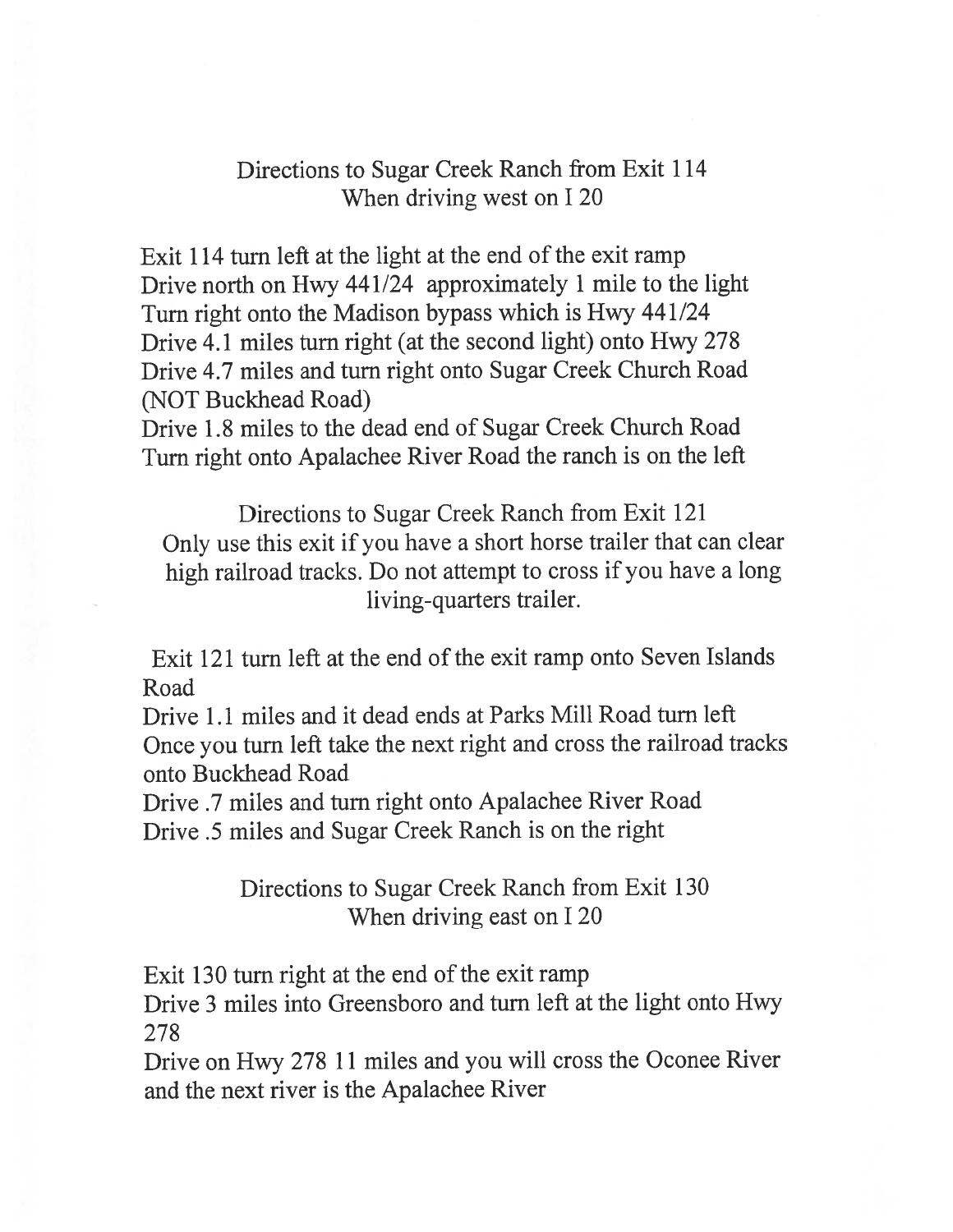## Directions to Sugar Creek Ranch from Exit 114
## When driving west on I 20

Exit 114 turn left at the light at the end of the exit ramp
Drive north on Hwy 441/24 approximately 1 mile to the light
Turn right onto the Madison bypass which is Hwy 441/24
Drive 4.1 miles turn right (at the second light) onto Hwy 278
Drive 4.7 miles and turn right onto Sugar Creek Church Road (NOT Buckhead Road)
Drive 1.8 miles to the dead end of Sugar Creek Church Road
Turn right onto Apalachee River Road the ranch is on the left

## Directions to Sugar Creek Ranch from Exit 121

Only use this exit if you have a short horse trailer that can clear high railroad tracks. Do not attempt to cross if you have a long living-quarters trailer.

Exit 121 turn left at the end of the exit ramp onto Seven Islands Road
Drive 1.1 miles and it dead ends at Parks Mill Road turn left
Once you turn left take the next right and cross the railroad tracks onto Buckhead Road
Drive .7 miles and turn right onto Apalachee River Road
Drive .5 miles and Sugar Creek Ranch is on the right

## Directions to Sugar Creek Ranch from Exit 130
## When driving east on I 20

Exit 130 turn right at the end of the exit ramp
Drive 3 miles into Greensboro and turn left at the light onto Hwy 278
Drive on Hwy 278 11 miles and you will cross the Oconee River and the next river is the Apalachee River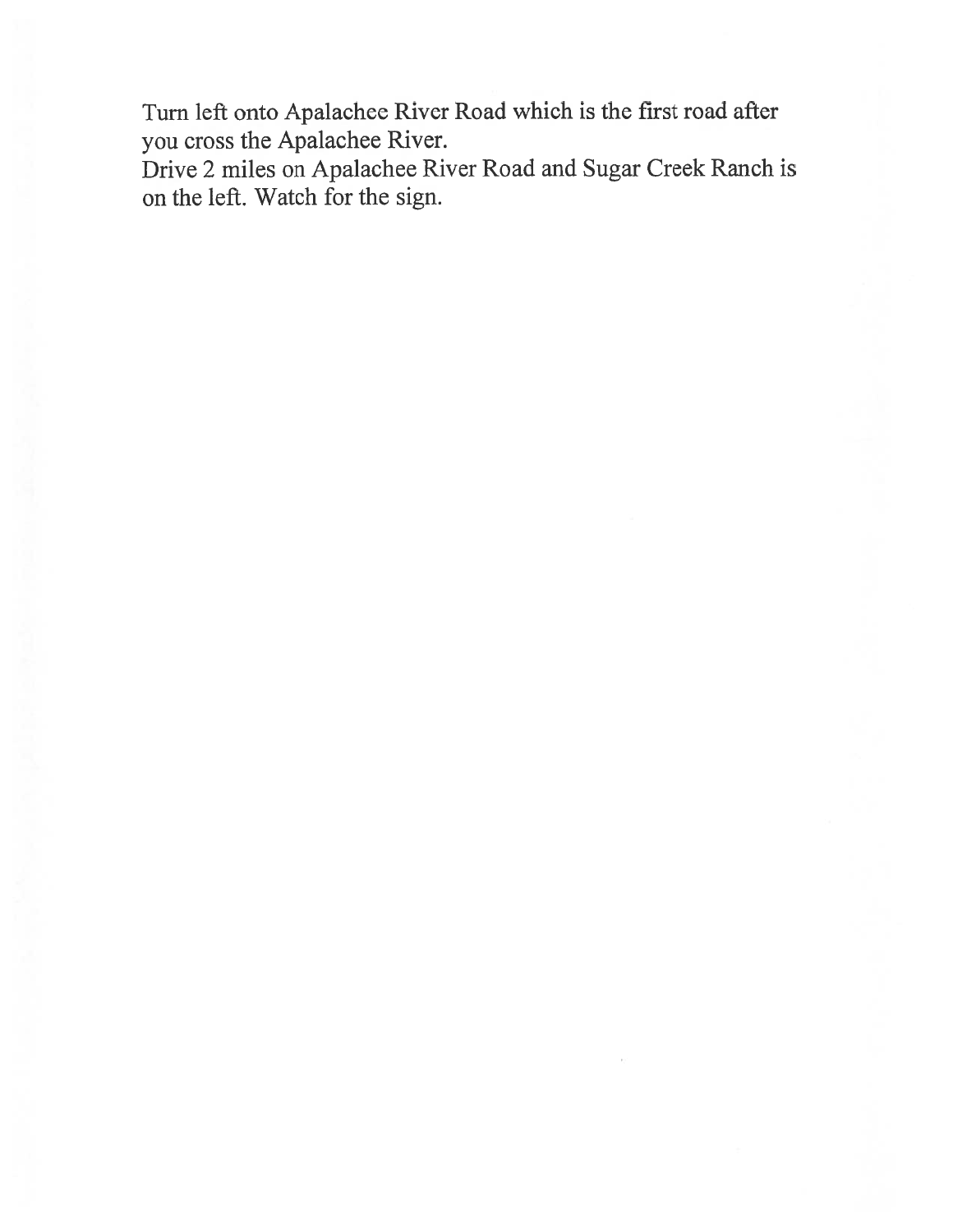Turn left onto Apalachee River Road which is the first road after you cross the Apalachee River.

Drive 2 miles on Apalachee River Road and Sugar Creek Ranch is on the left. Watch for the sign.